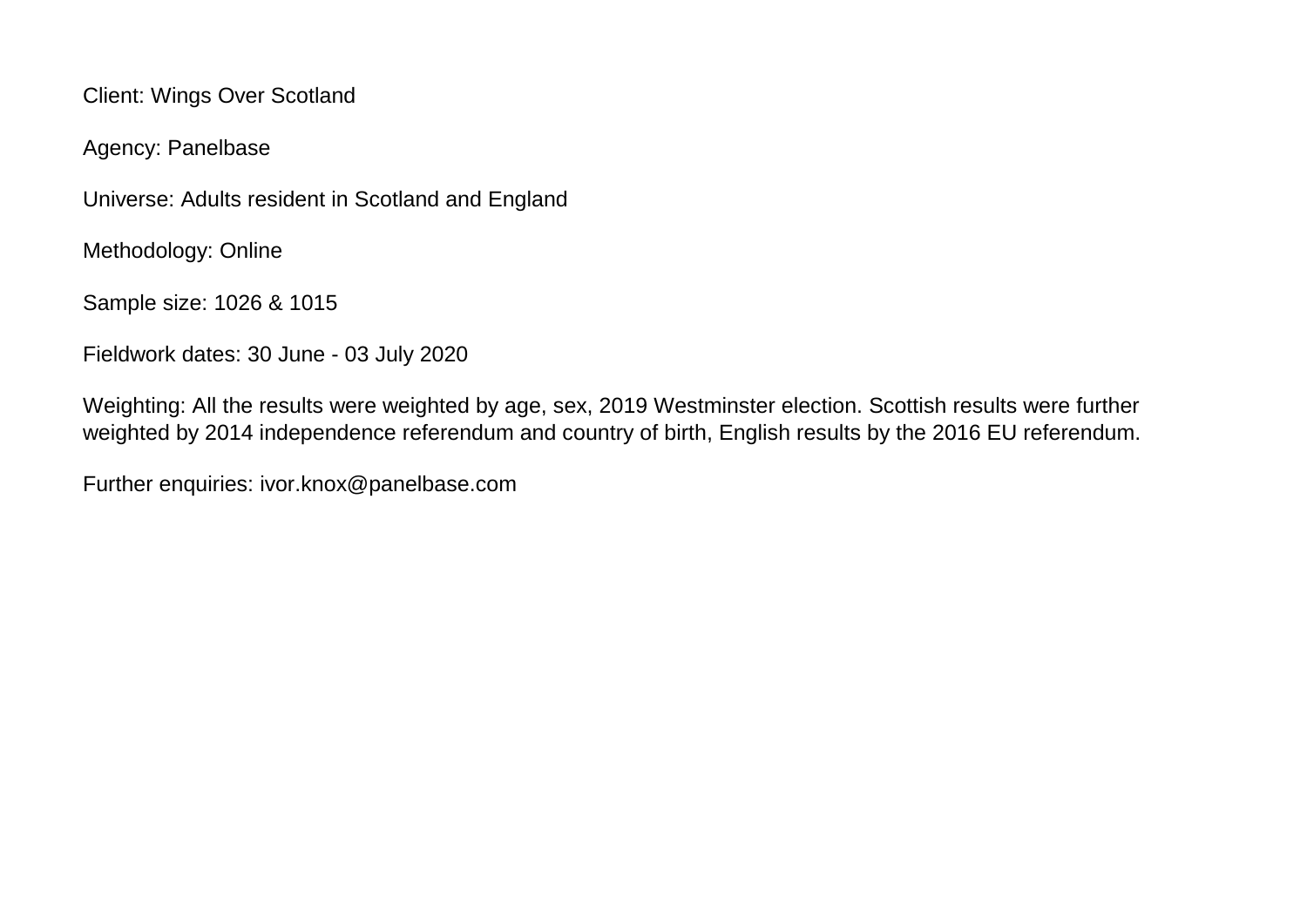Client: Wings Over Scotland

Agency: Panelbase

Universe: Adults resident in Scotland and England

Methodology: Online

Sample size: 1026 & 1015

Fieldwork dates: 30 June - 03 July 2020

Weighting: All the results were weighted by age, sex, 2019 Westminster election. Scottish results were further weighted by 2014 independence referendum and country of birth, English results by the 2016 EU referendum.

Further enquiries: ivor.knox@panelbase.com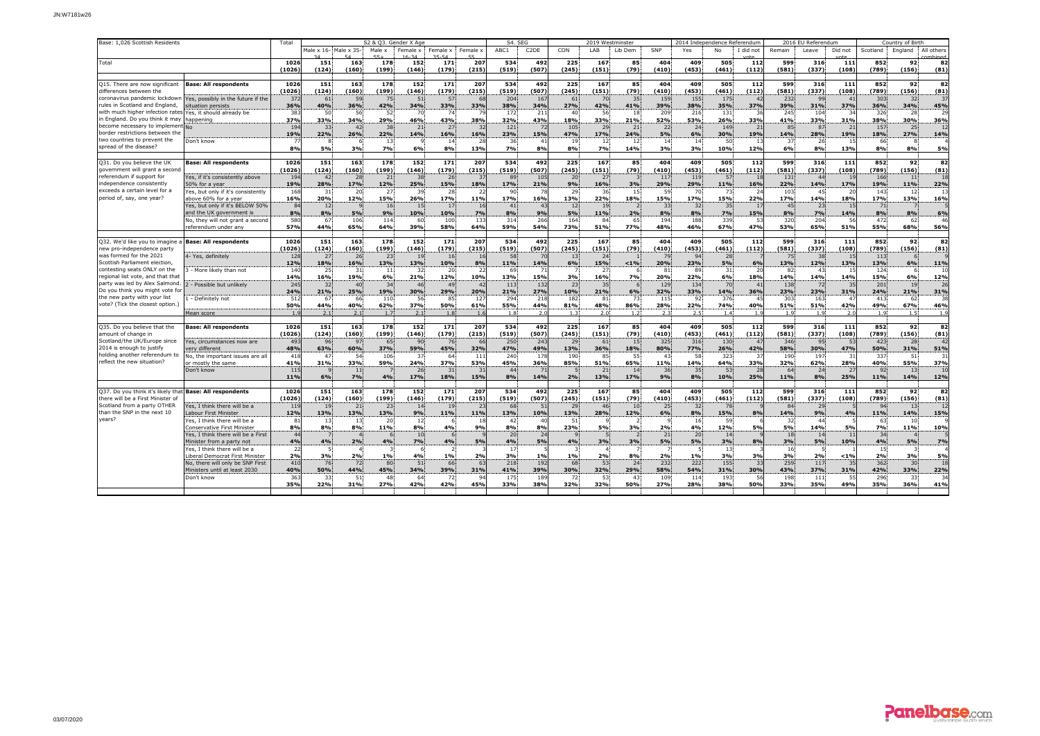| Base: 1,026 Scottish Residents | | Total | S2 & Q3. Gender X Age | | | | | | S4. SEG | | 2019 Westminster | | | | 2014 Independence Referendum | | | 2016 EU Referendum | | | Country of Birth | | |
|---|---|---|---|---|---|---|---|---|---|---|---|---|---|---|---|---|---|---|---|---|---|---|---|
| | | | Male x 16-34 | Male x 35-54 | Male x 55+ | Female x 16-34 | Female x 35-54 | Female x 55 | ABC1 | C2DE | CON | LAB | Lib Dem | SNP | Yes | No | I did not vote | Remain | Leave | Did not vote | Scotland | England | All others combined |
| Total | | 1026 | 151 | 163 | 178 | 152 | 171 | 207 | 534 | 492 | 225 | 167 | 85 | 404 | 409 | 505 | 112 | 599 | 316 | 111 | 852 | 92 | 82 |
| | | (1026) | (124) | (160) | (199) | (146) | (179) | (215) | (519) | (507) | (245) | (151) | (79) | (410) | (453) | (461) | (112) | (581) | (337) | (108) | (789) | (156) | (81) |
| Q15. There are now significant differences between the coronavirus pandemic lockdown rules in Scotland and England, with much higher infection rates in England. Do you think it may become necessary to implement border restrictions between the two countries to prevent the spread of the disease? | Base: All respondents | 1026 | 151 | 163 | 178 | 152 | 171 | 207 | 534 | 492 | 225 | 167 | 85 | 404 | 409 | 505 | 112 | 599 | 316 | 111 | 852 | 92 | 82 |
| | | (1026) | (124) | (160) | (199) | (146) | (179) | (215) | (519) | (507) | (245) | (151) | (79) | (410) | (453) | (461) | (112) | (581) | (337) | (108) | (789) | (156) | (81) |
| | Yes, possibly in the future if the situation persists | 372 | 61 | 59 | 75 | 51 | 57 | 68 | 204 | 167 | 61 | 70 | 35 | 159 | 155 | 175 | 42 | 232 | 99 | 41 | 303 | 32 | 37 |
| | | 36% | 40% | 36% | 42% | 34% | 33% | 33% | 38% | 34% | 27% | 42% | 41% | 39% | 38% | 35% | 37% | 39% | 31% | 37% | 36% | 34% | 45% |
| | Yes, it should already be happening | 383 | 50 | 56 | 52 | 70 | 74 | 79 | 172 | 211 | 40 | 56 | 18 | 209 | 216 | 131 | 36 | 245 | 104 | 34 | 326 | 28 | 29 |
| | | 37% | 33% | 34% | 29% | 46% | 43% | 38% | 32% | 43% | 18% | 33% | 21% | 52% | 53% | 26% | 33% | 41% | 33% | 31% | 38% | 30% | 36% |
| | No | 194 | 33 | 42 | 38 | 21 | 27 | 32 | 121 | 72 | 105 | 29 | 21 | 22 | 24 | 149 | 21 | 85 | 87 | 21 | 157 | 25 | 12 |
| | | 19% | 22% | 26% | 22% | 14% | 16% | 16% | 23% | 15% | 47% | 17% | 24% | 5% | 6% | 30% | 19% | 14% | 28% | 19% | 18% | 27% | 14% |
| | Don't know | 77 | 8 | 6 | 13 | 9 | 14 | 28 | 36 | 41 | 19 | 12 | 12 | 14 | 14 | 50 | 13 | 37 | 26 | 15 | 66 | 8 | 4 |
| | | 8% | 5% | 3% | 7% | 6% | 8% | 13% | 7% | 8% | 8% | 7% | 14% | 3% | 3% | 10% | 12% | 6% | 8% | 13% | 8% | 8% | 5% |
| Q31. Do you believe the UK government will grant a second referendum if support for independence consistently exceeds a certain level for a period of, say, one year? | Base: All respondents | 1026 | 151 | 163 | 178 | 152 | 171 | 207 | 534 | 492 | 225 | 167 | 85 | 404 | 409 | 505 | 112 | 599 | 316 | 111 | 852 | 92 | 82 |
| | | (1026) | (124) | (160) | (199) | (146) | (179) | (215) | (519) | (507) | (245) | (151) | (79) | (410) | (453) | (461) | (112) | (581) | (337) | (108) | (789) | (156) | (81) |
| | Yes, if it's consistently above 50% for a year | 194 | 42 | 28 | 21 | 38 | 26 | 37 | 89 | 105 | 20 | 27 | 3 | 117 | 119 | 57 | 18 | 131 | 44 | 19 | 166 | 11 | 18 |
| | | 19% | 28% | 17% | 12% | 25% | 15% | 18% | 17% | 21% | 9% | 16% | 3% | 29% | 29% | 11% | 16% | 22% | 14% | 17% | 19% | 11% | 22% |
| | Yes, but only if it's consistently above 60% for a year | 168 | 31 | 20 | 27 | 39 | 28 | 22 | 90 | 78 | 29 | 36 | 15 | 59 | 70 | 73 | 24 | 103 | 45 | 20 | 143 | 12 | 13 |
| | | 16% | 20% | 12% | 15% | 26% | 17% | 11% | 17% | 16% | 13% | 22% | 18% | 15% | 17% | 15% | 22% | 17% | 14% | 18% | 17% | 13% | 16% |
| | Yes, but only if it's BELOW 50% and the UK government is | 84 | 12 | 9 | 16 | 15 | 17 | 16 | 41 | 43 | 12 | 19 | 2 | 33 | 32 | 35 | 17 | 45 | 23 | 15 | 71 | 7 | 5 |
| | | 8% | 8% | 5% | 9% | 10% | 10% | 7% | 8% | 9% | 5% | 11% | 2% | 8% | 8% | 7% | 15% | 8% | 7% | 14% | 8% | 8% | 6% |
| | No, they will not grant a second referendum under any | 580 | 67 | 106 | 114 | 60 | 100 | 133 | 314 | 266 | 164 | 84 | 65 | 194 | 188 | 339 | 53 | 320 | 204 | 56 | 472 | 62 | 46 |
| | | 57% | 44% | 65% | 64% | 39% | 58% | 64% | 59% | 54% | 73% | 51% | 77% | 48% | 46% | 67% | 47% | 53% | 65% | 51% | 55% | 68% | 56% |
| Q32. We'd like you to imagine a new pro-independence party was formed for the 2021 Scottish Parliament election, contesting seats ONLY on the regional list vote, and that that party was led by Alex Salmond. Do you think you might vote for the new party with your list vote? (Tick the closest option.) | Base: All respondents | 1026 | 151 | 163 | 178 | 152 | 171 | 207 | 534 | 492 | 225 | 167 | 85 | 404 | 409 | 505 | 112 | 599 | 316 | 111 | 852 | 92 | 82 |
| | | (1026) | (124) | (160) | (199) | (146) | (179) | (215) | (519) | (507) | (245) | (151) | (79) | (410) | (453) | (461) | (112) | (581) | (337) | (108) | (789) | (156) | (81) |
| | 4- Yes, definitely | 128 | 27 | 26 | 23 | 19 | 16 | 16 | 58 | 70 | 13 | 24 | 1 | 79 | 94 | 28 | 7 | 75 | 38 | 15 | 113 | 6 | 9 |
| | | 12% | 18% | 16% | 13% | 13% | 10% | 8% | 11% | 14% | 6% | 15% | <1% | 20% | 23% | 5% | 6% | 13% | 12% | 13% | 13% | 6% | 11% |
| | 3 - More likely than not | 140 | 25 | 31 | 11 | 32 | 20 | 22 | 69 | 71 | 7 | 27 | 6 | 81 | 89 | 31 | 20 | 82 | 43 | 15 | 124 | 6 | 10 |
| | | 14% | 16% | 19% | 6% | 21% | 12% | 10% | 13% | 15% | 3% | 16% | 7% | 20% | 22% | 6% | 18% | 14% | 14% | 14% | 15% | 6% | 12% |
| | 2 - Possible but unlikely | 245 | 32 | 40 | 34 | 46 | 49 | 42 | 113 | 132 | 23 | 35 | 6 | 129 | 134 | 70 | 41 | 138 | 72 | 35 | 201 | 19 | 26 |
| | | 24% | 21% | 25% | 19% | 30% | 29% | 20% | 21% | 27% | 10% | 21% | 6% | 32% | 33% | 14% | 36% | 23% | 23% | 31% | 24% | 21% | 31% |
| | 1 - Definitely not | 512 | 67 | 66 | 110 | 56 | 85 | 127 | 294 | 218 | 182 | 81 | 73 | 115 | 92 | 376 | 45 | 303 | 163 | 47 | 413 | 62 | 38 |
| | | 50% | 44% | 40% | 62% | 37% | 50% | 61% | 55% | 44% | 81% | 48% | 86% | 28% | 22% | 74% | 40% | 51% | 51% | 42% | 49% | 67% | 46% |
| | Mean score | 1.9 | 2.1 | 2.1 | 1.7 | 2.1 | 1.8 | 1.6 | 1.8 | 2.0 | 1.3 | 2.0 | 1.2 | 2.3 | 2.5 | 1.4 | 1.9 | 1.9 | 1.9 | 2.0 | 1.9 | 1.5 | 1.9 |
| Q35. Do you believe that the amount of change in Scotland/the UK/Europe since 2014 is enough to justify holding another referendum to reflect the new situation? | Base: All respondents | 1026 | 151 | 163 | 178 | 152 | 171 | 207 | 534 | 492 | 225 | 167 | 85 | 404 | 409 | 505 | 112 | 599 | 316 | 111 | 852 | 92 | 82 |
| | | (1026) | (124) | (160) | (199) | (146) | (179) | (215) | (519) | (507) | (245) | (151) | (79) | (410) | (453) | (461) | (112) | (581) | (337) | (108) | (789) | (156) | (81) |
| | Yes, circumstances now are very different | 493 | 96 | 97 | 65 | 90 | 76 | 66 | 250 | 243 | 29 | 61 | 15 | 325 | 316 | 130 | 47 | 346 | 95 | 53 | 423 | 28 | 42 |
| | | 48% | 63% | 60% | 37% | 59% | 45% | 32% | 47% | 49% | 13% | 36% | 18% | 80% | 77% | 26% | 42% | 58% | 30% | 47% | 50% | 31% | 51% |
| | No, the important issues are all or mostly the same | 418 | 47 | 54 | 106 | 37 | 64 | 111 | 240 | 178 | 190 | 85 | 55 | 43 | 58 | 323 | 37 | 190 | 197 | 31 | 337 | 51 | 31 |
| | | 41% | 31% | 33% | 59% | 24% | 37% | 53% | 45% | 36% | 85% | 51% | 65% | 11% | 14% | 64% | 33% | 32% | 62% | 28% | 40% | 55% | 37% |
| | Don't know | 115 | 9 | 11 | 7 | 26 | 31 | 31 | 44 | 71 | 5 | 21 | 14 | 36 | 35 | 53 | 28 | 64 | 24 | 27 | 92 | 13 | 10 |
| | | 11% | 6% | 7% | 4% | 17% | 18% | 15% | 8% | 14% | 2% | 13% | 17% | 9% | 8% | 10% | 25% | 11% | 8% | 25% | 11% | 14% | 12% |
| Q37. Do you think it's likely that there will be a First Minister of Scotland from a party OTHER than the SNP in the next 10 years? | Base: All respondents | 1026 | 151 | 163 | 178 | 152 | 171 | 207 | 534 | 492 | 225 | 167 | 85 | 404 | 409 | 505 | 112 | 599 | 316 | 111 | 852 | 92 | 82 |
| | | (1026) | (124) | (160) | (199) | (146) | (179) | (215) | (519) | (507) | (245) | (151) | (79) | (410) | (453) | (461) | (112) | (581) | (337) | (108) | (789) | (156) | (81) |
| | Yes, I think there will be a Labour First Minister | 119 | 19 | 21 | 23 | 14 | 19 | 23 | 68 | 51 | 29 | 46 | 10 | 25 | 32 | 78 | 9 | 84 | 29 | 5 | 94 | 13 | 12 |
| | | 12% | 13% | 13% | 13% | 9% | 11% | 11% | 13% | 10% | 13% | 28% | 12% | 6% | 8% | 15% | 8% | 14% | 9% | 4% | 11% | 14% | 15% |
| | Yes, I think there will be a Conservative First Minister | 81 | 13 | 13 | 20 | 12 | 6 | 18 | 42 | 40 | 51 | 9 | 2 | 9 | 16 | 59 | 6 | 32 | 44 | 5 | 63 | 10 | 9 |
| | | 8% | 8% | 8% | 11% | 8% | 4% | 9% | 8% | 8% | 23% | 5% | 3% | 2% | 4% | 12% | 5% | 5% | 14% | 5% | 7% | 11% | 10% |
| | Yes, I think there will be a First Minister from a party not | 44 | 7 | 4 | 6 | 10 | 6 | 11 | 20 | 24 | 9 | 5 | 2 | 21 | 20 | 14 | 9 | 18 | 14 | 11 | 34 | 4 | 5 |
| | | 4% | 4% | 2% | 4% | 7% | 4% | 5% | 4% | 5% | 4% | 3% | 3% | 5% | 5% | 3% | 8% | 3% | 5% | 10% | 4% | 5% | 7% |
| | Yes, I think there will be a Liberal Democrat First Minister | 22 | 5 | 4 | 3 | 6 | 2 | 3 | 17 | 5 | 3 | 4 | 7 | 7 | 5 | 13 | 3 | 16 | 5 | 1 | 15 | 3 | 4 |
| | | 2% | 3% | 2% | 1% | 4% | 1% | 2% | 3% | 1% | 1% | 2% | 8% | 2% | 1% | 3% | 3% | 3% | 2% | <1% | 2% | 3% | 5% |
| | No, there will only be SNP First Ministers until at least 2030 | 410 | 76 | 72 | 80 | 51 | 66 | 63 | 218 | 192 | 68 | 53 | 24 | 232 | 222 | 155 | 33 | 259 | 117 | 35 | 362 | 30 | 18 |
| | | 40% | 50% | 44% | 45% | 34% | 39% | 31% | 41% | 39% | 30% | 32% | 29% | 58% | 54% | 31% | 30% | 43% | 37% | 31% | 42% | 33% | 22% |
| | Don't know | 363 | 33 | 51 | 48 | 64 | 72 | 94 | 175 | 189 | 72 | 53 | 43 | 109 | 114 | 193 | 56 | 198 | 111 | 55 | 296 | 33 | 34 |
| | | 35% | 22% | 31% | 27% | 42% | 42% | 45% | 33% | 38% | 32% | 32% | 50% | 27% | 28% | 38% | 50% | 33% | 35% | 49% | 35% | 36% | 41% |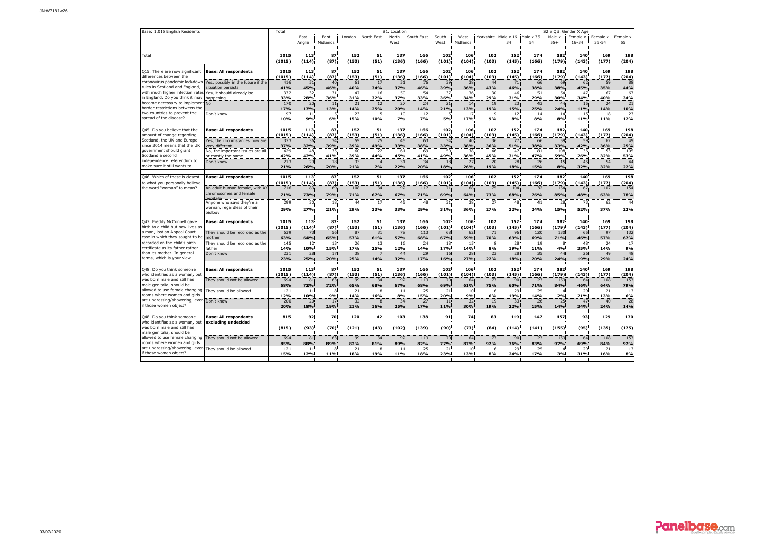| Base: 1,015 English Residents | | Total | S1. Location | | | | | | | | | S2 & Q3. Gender X Age | | | | | |
|---|---|---|---|---|---|---|---|---|---|---|---|---|---|---|---|---|---|
| | | | East Anglia | East Midlands | London | North East | North West | South East | South West | West Midlands | Yorkshire | Male x 16-34 | Male x 35-54 | Male x 55+ | Female x 16-34 | Female x 35-54 | Female x 55 |
| Total | | 1015 | 113 | 87 | 152 | 51 | 137 | 166 | 102 | 106 | 102 | 152 | 174 | 182 | 140 | 169 | 198 |
| | | (1015) | (114) | (87) | (153) | (51) | (136) | (166) | (101) | (104) | (103) | (145) | (166) | (179) | (143) | (177) | (204) |
| Q15. There are now significant differences between the coronavirus pandemic lockdown rules in Scotland and England, with much higher infection rates in England. Do you think it may become necessary to implement border restrictions between the two countries to prevent the spread of the disease? | Base: All respondents | 1015 | 113 | 87 | 152 | 51 | 137 | 166 | 102 | 106 | 102 | 152 | 174 | 182 | 140 | 169 | 198 |
| | | (1015) | (114) | (87) | (153) | (51) | (136) | (166) | (101) | (104) | (103) | (145) | (166) | (179) | (143) | (177) | (204) |
| | Yes, possibly in the future if the situation persists | 416 | 51 | 40 | 61 | 17 | 51 | 76 | 39 | 38 | 44 | 71 | 66 | 69 | 62 | 59 | 88 |
| | | 41% | 45% | 46% | 40% | 34% | 37% | 46% | 39% | 36% | 43% | 46% | 38% | 38% | 45% | 35% | 44% |
| | Yes, it should already be happening | 332 | 32 | 31 | 47 | 16 | 50 | 54 | 37 | 36 | 30 | 46 | 51 | 54 | 47 | 67 | 67 |
| | | 33% | 28% | 36% | 31% | 32% | 37% | 33% | 36% | 34% | 29% | 31% | 29% | 30% | 34% | 40% | 34% |
| | No | 170 | 20 | 11 | 21 | 12 | 27 | 24 | 21 | 14 | 19 | 23 | 43 | 44 | 15 | 24 | 21 |
| | | 17% | 17% | 13% | 14% | 25% | 20% | 14% | 21% | 13% | 19% | 15% | 25% | 24% | 11% | 14% | 10% |
| | Don't know | 97 | 11 | 5 | 23 | 5 | 10 | 12 | 5 | 18 | 9 | 12 | 14 | 14 | 15 | 18 | 23 |
| | | 10% | 9% | 6% | 15% | 10% | 7% | 7% | 5% | 17% | 9% | 8% | 8% | 8% | 11% | 11% | 12% |
| Q45. Do you believe that the amount of change regarding Scotland, the UK and Europe since 2014 means that the UK government should grant Scotland a second independence referendum to make sure it still wants to | Base: All respondents | 1015 | 113 | 87 | 152 | 51 | 137 | 166 | 102 | 106 | 102 | 152 | 174 | 182 | 140 | 169 | 198 |
| | | (1015) | (114) | (87) | (153) | (51) | (136) | (166) | (101) | (104) | (103) | (145) | (166) | (179) | (143) | (177) | (204) |
| | Yes, the circumstances now are very different | 373 | 36 | 34 | 59 | 25 | 45 | 63 | 34 | 40 | 36 | 77 | 66 | 59 | 59 | 62 | 49 |
| | | 37% | 32% | 39% | 39% | 49% | 33% | 38% | 33% | 38% | 36% | 51% | 38% | 33% | 42% | 36% | 25% |
| | No, the important issues are all or mostly the same | 429 | 48 | 35 | 60 | 22 | 61 | 69 | 50 | 38 | 46 | 47 | 81 | 108 | 36 | 53 | 105 |
| | | 42% | 42% | 41% | 39% | 44% | 45% | 41% | 49% | 36% | 45% | 31% | 47% | 59% | 26% | 32% | 53% |
| | Don't know | 213 | 29 | 18 | 33 | 4 | 31 | 34 | 18 | 27 | 20 | 28 | 26 | 15 | 45 | 54 | 44 |
| | | 21% | 26% | 20% | 21% | 7% | 22% | 20% | 18% | 26% | 19% | 18% | 15% | 8% | 32% | 32% | 22% |
| Q46. Which of these is closest to what you personally believe the word "woman" to mean? | Base: All respondents | 1015 | 113 | 87 | 152 | 51 | 137 | 166 | 102 | 106 | 102 | 152 | 174 | 182 | 140 | 169 | 198 |
| | | (1015) | (114) | (87) | (153) | (51) | (136) | (166) | (101) | (104) | (103) | (145) | (166) | (179) | (143) | (177) | (204) |
| | An adult human female, with XX chromosomes and female genitalia | 716 | 83 | 69 | 108 | 34 | 92 | 117 | 71 | 68 | 75 | 104 | 132 | 154 | 67 | 107 | 154 |
| | | 71% | 73% | 79% | 71% | 67% | 67% | 71% | 69% | 64% | 73% | 68% | 76% | 85% | 48% | 63% | 78% |
| | Anyone who says they're a woman, regardless of their biology | 299 | 30 | 18 | 44 | 17 | 45 | 48 | 31 | 38 | 27 | 48 | 41 | 28 | 73 | 62 | 44 |
| | | 29% | 27% | 21% | 29% | 33% | 33% | 29% | 31% | 36% | 27% | 32% | 24% | 15% | 52% | 37% | 22% |
| Q47. Freddy McConnell gave birth to a child but now lives as a man, lost an Appeal Court case in which they sought to be recorded on the child's birth certificate as its father rather than its mother. In general terms, which is your view | Base: All respondents | 1015 | 113 | 87 | 152 | 51 | 137 | 166 | 102 | 106 | 102 | 152 | 174 | 182 | 140 | 169 | 198 |
| | | (1015) | (114) | (87) | (153) | (51) | (136) | (166) | (101) | (104) | (103) | (145) | (166) | (179) | (143) | (177) | (204) |
| | They should be recorded as the mother | 639 | 73 | 56 | 87 | 31 | 78 | 113 | 68 | 62 | 71 | 96 | 120 | 130 | 65 | 97 | 132 |
| | | 63% | 64% | 65% | 57% | 61% | 57% | 68% | 67% | 59% | 70% | 63% | 69% | 71% | 46% | 57% | 67% |
| | They should be recorded as the father | 145 | 12 | 13 | 26 | 13 | 16 | 24 | 18 | 15 | 8 | 28 | 19 | 8 | 48 | 24 | 17 |
| | | 14% | 10% | 15% | 17% | 25% | 12% | 14% | 17% | 14% | 8% | 19% | 11% | 4% | 35% | 14% | 9% |
| | Don't know | 231 | 28 | 17 | 38 | 7 | 44 | 29 | 16 | 28 | 23 | 28 | 35 | 44 | 26 | 49 | 48 |
| | | 23% | 25% | 20% | 25% | 14% | 32% | 17% | 16% | 27% | 22% | 18% | 20% | 24% | 19% | 29% | 24% |
| Q48. Do you think someone who identifies as a woman, but was born male and still has male genitalia, should be allowed to use female changing rooms where women and girls are undressing/showering, even if those women object? | Base: All respondents | 1015 | 113 | 87 | 152 | 51 | 137 | 166 | 102 | 106 | 102 | 152 | 174 | 182 | 140 | 169 | 198 |
| | | (1015) | (114) | (87) | (153) | (51) | (136) | (166) | (101) | (104) | (103) | (145) | (166) | (179) | (143) | (177) | (204) |
| | They should not be allowed | 694 | 81 | 63 | 99 | 34 | 92 | 113 | 70 | 64 | 77 | 90 | 123 | 153 | 64 | 108 | 157 |
| | | 68% | 72% | 72% | 65% | 68% | 67% | 68% | 69% | 61% | 75% | 60% | 71% | 84% | 46% | 64% | 79% |
| | They should be allowed | 121 | 11 | 8 | 21 | 8 | 11 | 25 | 21 | 10 | 6 | 29 | 25 | 4 | 29 | 21 | 13 |
| | | 12% | 10% | 9% | 14% | 16% | 8% | 15% | 20% | 9% | 6% | 19% | 14% | 2% | 21% | 13% | 6% |
| | Don't know | 200 | 20 | 17 | 32 | 8 | 34 | 27 | 11 | 32 | 19 | 33 | 26 | 25 | 47 | 40 | 28 |
| | | 20% | 18% | 19% | 21% | 16% | 25% | 17% | 11% | 30% | 19% | 22% | 15% | 14% | 34% | 24% | 14% |
| Q48. Do you think someone who identifies as a woman, but was born male and still has male genitalia, should be allowed to use female changing rooms where women and girls are undressing/showering, even if those women object? | Base: All respondents excluding undecided | 815 | 92 | 70 | 120 | 42 | 103 | 138 | 91 | 74 | 83 | 119 | 147 | 157 | 93 | 129 | 170 |
| | | (815) | (93) | (70) | (121) | (43) | (102) | (139) | (90) | (73) | (84) | (114) | (141) | (155) | (95) | (135) | (175) |
| | They should not be allowed | 694 | 81 | 63 | 99 | 34 | 92 | 113 | 70 | 64 | 77 | 90 | 123 | 153 | 64 | 108 | 157 |
| | | 85% | 88% | 89% | 82% | 81% | 89% | 82% | 77% | 87% | 92% | 76% | 83% | 97% | 69% | 84% | 92% |
| | They should be allowed | 121 | 11 | 8 | 21 | 8 | 11 | 25 | 21 | 10 | 6 | 29 | 25 | 4 | 29 | 21 | 13 |
| | | 15% | 12% | 11% | 18% | 19% | 11% | 18% | 23% | 13% | 8% | 24% | 17% | 3% | 31% | 16% | 8% |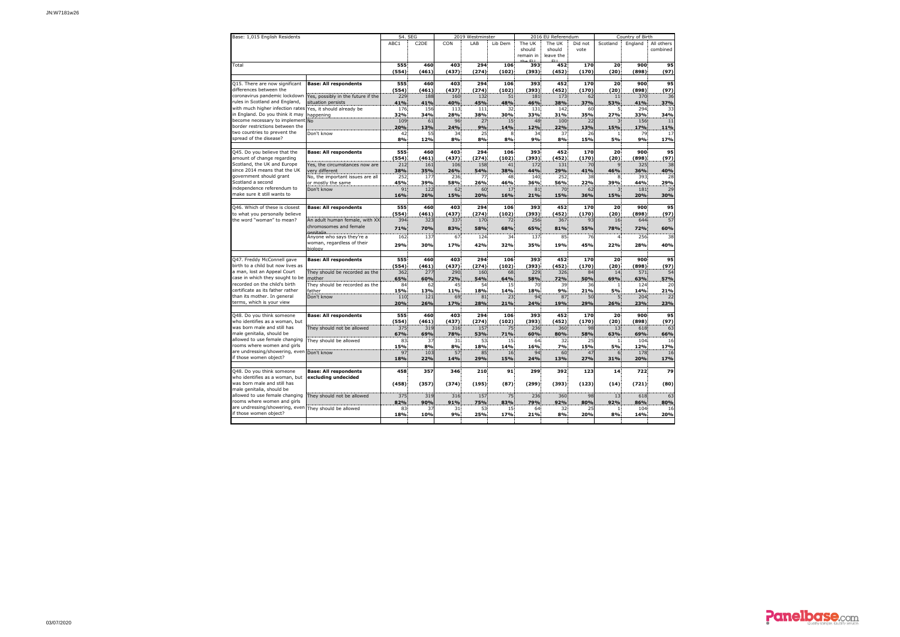| Base: 1,015 English Residents | | S4. SEG | | 2019 Westminster | | | 2016 EU Referendum | | | Country of Birth | | |
|---|---|---|---|---|---|---|---|---|---|---|---|---|
| | | ABC1 | C2DE | CON | LAB | Lib Dem | The UK should remain in the EU | The UK should leave the EU | Did not vote | Scotland | England | All others combined |
| Total | | 555 | 460 | 403 | 294 | 106 | 393 | 452 | 170 | 20 | 900 | 95 |
| | | (554) | (461) | (437) | (274) | (102) | (393) | (452) | (170) | (20) | (898) | (97) |
| Q15. There are now significant differences between the coronavirus pandemic lockdown rules in Scotland and England, with much higher infection rates in England. Do you think it may become necessary to implement border restrictions between the two countries to prevent the spread of the disease? | Base: All respondents | 555 | 460 | 403 | 294 | 106 | 393 | 452 | 170 | 20 | 900 | 95 |
| | | (554) | (461) | (437) | (274) | (102) | (393) | (452) | (170) | (20) | (898) | (97) |
| | Yes, possibly in the future if the situation persists | 229 | 188 | 160 | 132 | 51 | 181 | 173 | 62 | 11 | 370 | 36 |
| | | 41% | 41% | 40% | 45% | 48% | 46% | 38% | 37% | 53% | 41% | 37% |
| | Yes, it should already be happening | 176 | 156 | 113 | 111 | 32 | 131 | 142 | 60 | 5 | 294 | 33 |
| | | 32% | 34% | 28% | 38% | 30% | 33% | 31% | 35% | 27% | 33% | 34% |
| | No | 109 | 61 | 96 | 27 | 15 | 48 | 100 | 22 | 3 | 156 | 11 |
| | | 20% | 13% | 24% | 9% | 14% | 12% | 22% | 13% | 15% | 17% | 11% |
| | Don't know | 42 | 55 | 34 | 25 | 8 | 34 | 37 | 26 | 1 | 79 | 17 |
| | | 8% | 12% | 8% | 8% | 8% | 9% | 8% | 15% | 5% | 9% | 17% |
| Q45. Do you believe that the amount of change regarding Scotland, the UK and Europe since 2014 means that the UK government should grant Scotland a second independence referendum to make sure it still wants to | Base: All respondents | 555 | 460 | 403 | 294 | 106 | 393 | 452 | 170 | 20 | 900 | 95 |
| | | (554) | (461) | (437) | (274) | (102) | (393) | (452) | (170) | (20) | (898) | (97) |
| | Yes, the circumstances now are very different | 212 | 161 | 106 | 158 | 41 | 172 | 131 | 70 | 9 | 325 | 38 |
| | | 38% | 35% | 26% | 54% | 38% | 44% | 29% | 41% | 46% | 36% | 40% |
| | No, the important issues are all or mostly the same | 252 | 177 | 236 | 77 | 48 | 140 | 252 | 38 | 8 | 393 | 28 |
| | | 45% | 39% | 58% | 26% | 46% | 36% | 56% | 22% | 39% | 44% | 29% |
| | Don't know | 91 | 122 | 62 | 60 | 17 | 81 | 70 | 62 | 3 | 181 | 29 |
| | | 16% | 26% | 15% | 20% | 16% | 21% | 15% | 36% | 15% | 20% | 30% |
| Q46. Which of these is closest to what you personally believe the word "woman" to mean? | Base: All respondents | 555 | 460 | 403 | 294 | 106 | 393 | 452 | 170 | 20 | 900 | 95 |
| | | (554) | (461) | (437) | (274) | (102) | (393) | (452) | (170) | (20) | (898) | (97) |
| | An adult human female, with XX chromosomes and female genitalia | 394 | 323 | 337 | 170 | 72 | 256 | 367 | 93 | 16 | 644 | 57 |
| | | 71% | 70% | 83% | 58% | 68% | 65% | 81% | 55% | 78% | 72% | 60% |
| | Anyone who says they're a woman, regardless of their biology | 162 | 137 | 67 | 124 | 34 | 137 | 85 | 76 | 4 | 256 | 38 |
| | | 29% | 30% | 17% | 42% | 32% | 35% | 19% | 45% | 22% | 28% | 40% |
| Q47. Freddy McConnell gave birth to a child but now lives as a man, lost an Appeal Court case in which they sought to be recorded on the child's birth certificate as its father rather than its mother. In general terms, which is your view | Base: All respondents | 555 | 460 | 403 | 294 | 106 | 393 | 452 | 170 | 20 | 900 | 95 |
| | | (554) | (461) | (437) | (274) | (102) | (393) | (452) | (170) | (20) | (898) | (97) |
| | They should be recorded as the mother | 362 | 277 | 290 | 160 | 68 | 229 | 326 | 84 | 14 | 571 | 54 |
| | | 65% | 60% | 72% | 54% | 64% | 58% | 72% | 50% | 69% | 63% | 57% |
| | They should be recorded as the father | 84 | 62 | 45 | 54 | 15 | 70 | 39 | 36 | 1 | 124 | 20 |
| | | 15% | 13% | 11% | 18% | 14% | 18% | 9% | 21% | 5% | 14% | 21% |
| | Don't know | 110 | 121 | 69 | 81 | 23 | 94 | 87 | 50 | 5 | 204 | 22 |
| | | 20% | 26% | 17% | 28% | 21% | 24% | 19% | 29% | 26% | 23% | 23% |
| Q48. Do you think someone who identifies as a woman, but was born male and still has male genitalia, should be allowed to use female changing rooms where women and girls are undressing/showering, even if those women object? | Base: All respondents | 555 | 460 | 403 | 294 | 106 | 393 | 452 | 170 | 20 | 900 | 95 |
| | | (554) | (461) | (437) | (274) | (102) | (393) | (452) | (170) | (20) | (898) | (97) |
| | They should not be allowed | 375 | 319 | 316 | 157 | 75 | 236 | 360 | 98 | 13 | 618 | 63 |
| | | 67% | 69% | 78% | 53% | 71% | 60% | 80% | 58% | 63% | 69% | 66% |
| | They should be allowed | 83 | 37 | 31 | 53 | 15 | 64 | 32 | 25 | 1 | 104 | 16 |
| | | 15% | 8% | 8% | 18% | 14% | 16% | 7% | 15% | 5% | 12% | 17% |
| | Don't know | 97 | 103 | 57 | 85 | 16 | 94 | 60 | 47 | 6 | 178 | 16 |
| | | 18% | 22% | 14% | 29% | 15% | 24% | 13% | 27% | 31% | 20% | 17% |
| Q48. Do you think someone who identifies as a woman, but was born male and still has male genitalia, should be allowed to use female changing rooms where women and girls are undressing/showering, even if those women object? | Base: All respondents excluding undecided | 458 | 357 | 346 | 210 | 91 | 299 | 392 | 123 | 14 | 722 | 79 |
| | | (458) | (357) | (374) | (195) | (87) | (299) | (393) | (123) | (14) | (721) | (80) |
| | They should not be allowed | 375 | 319 | 316 | 157 | 75 | 236 | 360 | 98 | 13 | 618 | 63 |
| | | 82% | 90% | 91% | 75% | 83% | 79% | 92% | 80% | 92% | 86% | 80% |
| | They should be allowed | 83 | 37 | 31 | 53 | 15 | 64 | 32 | 25 | 1 | 104 | 16 |
| | | 18% | 10% | 9% | 25% | 17% | 21% | 8% | 20% | 8% | 14% | 20% |